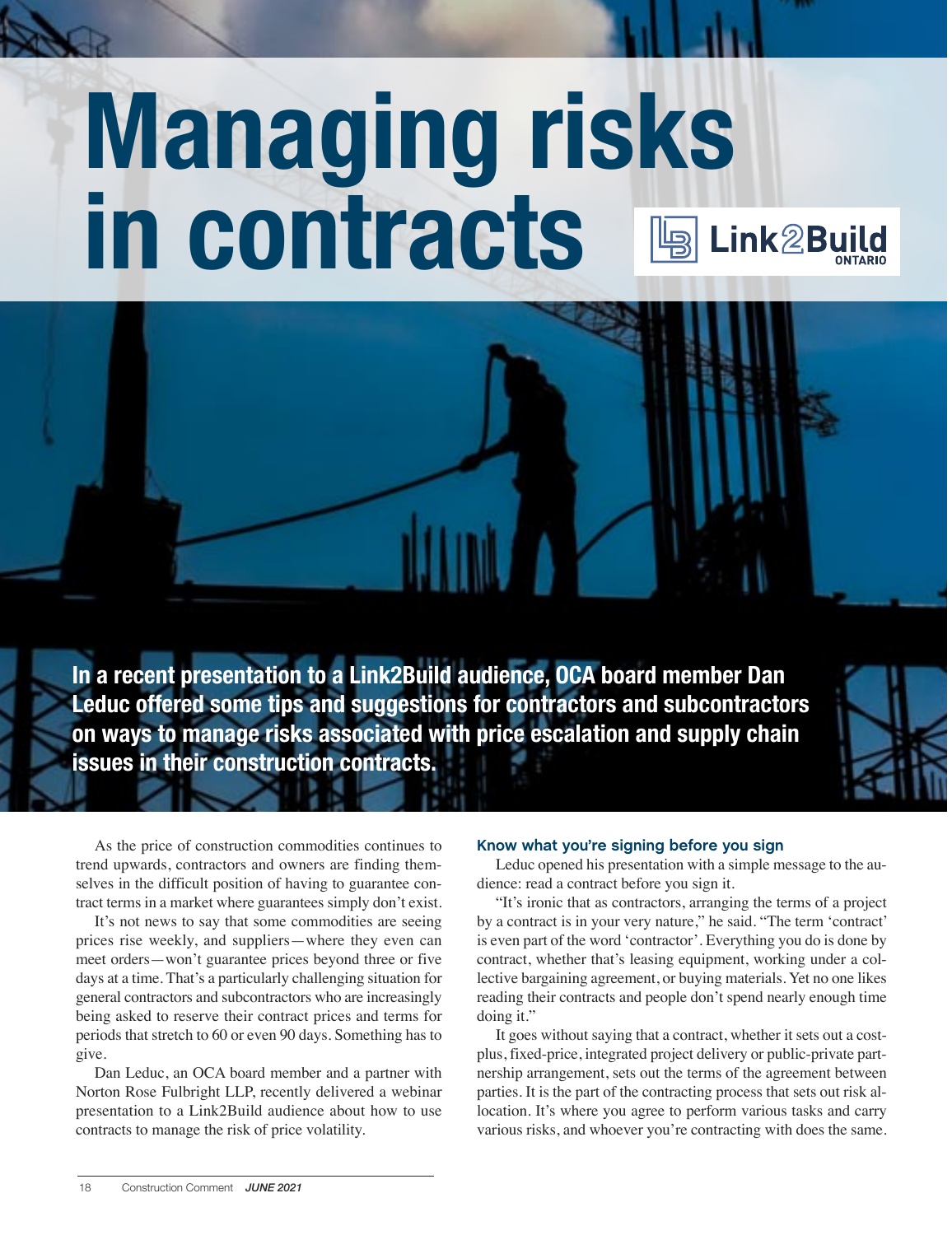# Managing risks in contracts

Link2Build ONTARIO

**In a recent presentation to a Link2Build audience, OCA board member Dan Leduc offered some tips and suggestions for contractors and subcontractors on ways to manage risks associated with price escalation and supply chain issues in their construction contracts.**

As the price of construction commodities continues to trend upwards, contractors and owners are finding themselves in the difficult position of having to guarantee contract terms in a market where guarantees simply don't exist.

It's not news to say that some commodities are seeing prices rise weekly, and suppliers—where they even can meet orders—won't guarantee prices beyond three or five days at a time. That's a particularly challenging situation for general contractors and subcontractors who are increasingly being asked to reserve their contract prices and terms for periods that stretch to 60 or even 90 days. Something has to give.

Dan Leduc, an OCA board member and a partner with Norton Rose Fulbright LLP, recently delivered a webinar presentation to a Link2Build audience about how to use contracts to manage the risk of price volatility.

### Know what you're signing before you sign

Leduc opened his presentation with a simple message to the audience: read a contract before you sign it.

"It's ironic that as contractors, arranging the terms of a project by a contract is in your very nature," he said. "The term 'contract' is even part of the word 'contractor'. Everything you do is done by contract, whether that's leasing equipment, working under a collective bargaining agreement, or buying materials. Yet no one likes reading their contracts and people don't spend nearly enough time doing it."

It goes without saying that a contract, whether it sets out a cost-plus, fixed-price, integrated project delivery or public-private partnership arrangement, sets out the terms of the agreement between parties. It is the part of the contracting process that sets out risk allocation. It's where you agree to perform various tasks and carry various risks, and whoever you're contracting with does the same.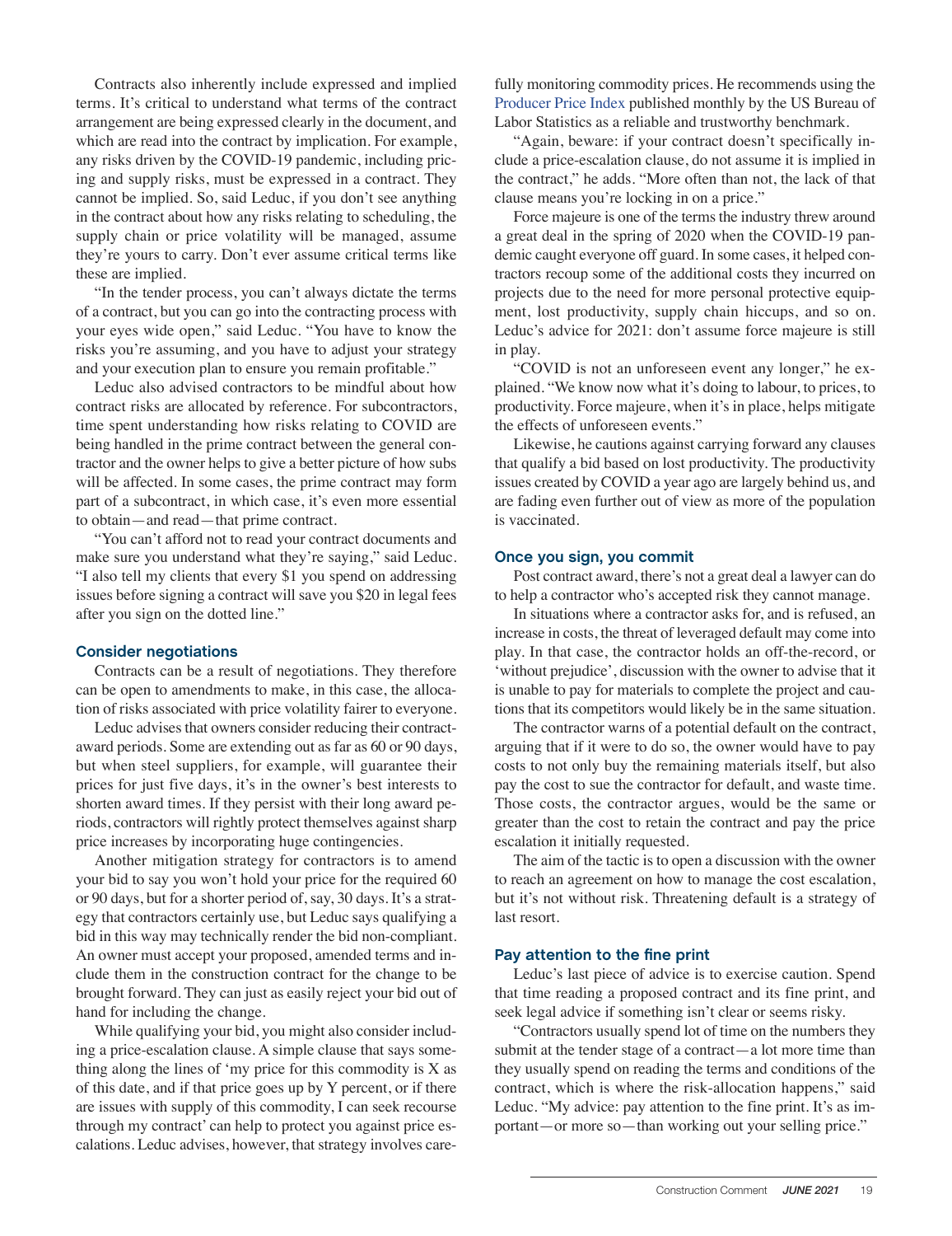Contracts also inherently include expressed and implied terms. It's critical to understand what terms of the contract arrangement are being expressed clearly in the document, and which are read into the contract by implication. For example, any risks driven by the COVID-19 pandemic, including pricing and supply risks, must be expressed in a contract. They cannot be implied. So, said Leduc, if you don't see anything in the contract about how any risks relating to scheduling, the supply chain or price volatility will be managed, assume they're yours to carry. Don't ever assume critical terms like these are implied.

"In the tender process, you can't always dictate the terms of a contract, but you can go into the contracting process with your eyes wide open," said Leduc. "You have to know the risks you're assuming, and you have to adjust your strategy and your execution plan to ensure you remain profitable."

Leduc also advised contractors to be mindful about how contract risks are allocated by reference. For subcontractors, time spent understanding how risks relating to COVID are being handled in the prime contract between the general contractor and the owner helps to give a better picture of how subs will be affected. In some cases, the prime contract may form part of a subcontract, in which case, it's even more essential to obtain—and read—that prime contract.

"You can't afford not to read your contract documents and make sure you understand what they're saying," said Leduc. "I also tell my clients that every $1 you spend on addressing issues before signing a contract will save you $20 in legal fees after you sign on the dotted line."

### Consider negotiations

Contracts can be a result of negotiations. They therefore can be open to amendments to make, in this case, the allocation of risks associated with price volatility fairer to everyone.

Leduc advises that owners consider reducing their contract-award periods. Some are extending out as far as 60 or 90 days, but when steel suppliers, for example, will guarantee their prices for just five days, it's in the owner's best interests to shorten award times. If they persist with their long award periods, contractors will rightly protect themselves against sharp price increases by incorporating huge contingencies.

Another mitigation strategy for contractors is to amend your bid to say you won't hold your price for the required 60 or 90 days, but for a shorter period of, say, 30 days. It's a strategy that contractors certainly use, but Leduc says qualifying a bid in this way may technically render the bid non-compliant. An owner must accept your proposed, amended terms and include them in the construction contract for the change to be brought forward. They can just as easily reject your bid out of hand for including the change.

While qualifying your bid, you might also consider including a price-escalation clause. A simple clause that says something along the lines of 'my price for this commodity is X as of this date, and if that price goes up by Y percent, or if there are issues with supply of this commodity, I can seek recourse through my contract' can help to protect you against price escalations. Leduc advises, however, that strategy involves carefully monitoring commodity prices. He recommends using the Producer Price Index published monthly by the US Bureau of Labor Statistics as a reliable and trustworthy benchmark.

"Again, beware: if your contract doesn't specifically include a price-escalation clause, do not assume it is implied in the contract," he adds. "More often than not, the lack of that clause means you're locking in on a price."

Force majeure is one of the terms the industry threw around a great deal in the spring of 2020 when the COVID-19 pandemic caught everyone off guard. In some cases, it helped contractors recoup some of the additional costs they incurred on projects due to the need for more personal protective equipment, lost productivity, supply chain hiccups, and so on. Leduc's advice for 2021: don't assume force majeure is still in play.

"COVID is not an unforeseen event any longer," he explained. "We know now what it's doing to labour, to prices, to productivity. Force majeure, when it's in place, helps mitigate the effects of unforeseen events."

Likewise, he cautions against carrying forward any clauses that qualify a bid based on lost productivity. The productivity issues created by COVID a year ago are largely behind us, and are fading even further out of view as more of the population is vaccinated.

### Once you sign, you commit

Post contract award, there's not a great deal a lawyer can do to help a contractor who's accepted risk they cannot manage.

In situations where a contractor asks for, and is refused, an increase in costs, the threat of leveraged default may come into play. In that case, the contractor holds an off-the-record, or 'without prejudice', discussion with the owner to advise that it is unable to pay for materials to complete the project and cautions that its competitors would likely be in the same situation.

The contractor warns of a potential default on the contract, arguing that if it were to do so, the owner would have to pay costs to not only buy the remaining materials itself, but also pay the cost to sue the contractor for default, and waste time. Those costs, the contractor argues, would be the same or greater than the cost to retain the contract and pay the price escalation it initially requested.

The aim of the tactic is to open a discussion with the owner to reach an agreement on how to manage the cost escalation, but it's not without risk. Threatening default is a strategy of last resort.

### Pay attention to the fine print

Leduc's last piece of advice is to exercise caution. Spend that time reading a proposed contract and its fine print, and seek legal advice if something isn't clear or seems risky.

"Contractors usually spend lot of time on the numbers they submit at the tender stage of a contract—a lot more time than they usually spend on reading the terms and conditions of the contract, which is where the risk-allocation happens," said Leduc. "My advice: pay attention to the fine print. It's as important—or more so—than working out your selling price."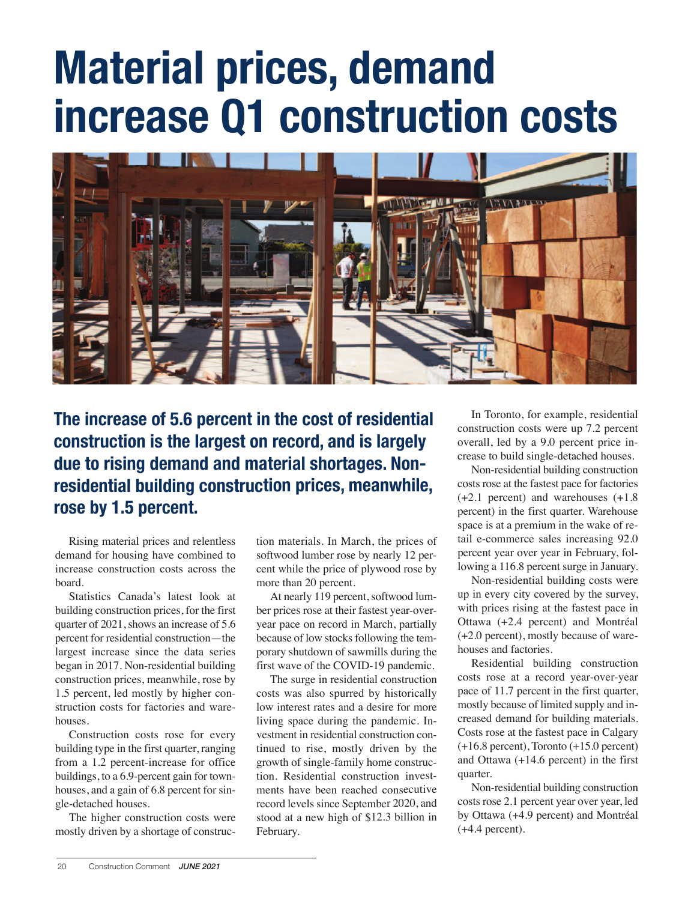# Material prices, demand increase Q1 construction costs

## The increase of 5.6 percent in the cost of residential construction is the largest on record, and is largely due to rising demand and material shortages. Non-residential building construction prices, meanwhile, rose by 1.5 percent.

Rising material prices and relentless demand for housing have combined to increase construction costs across the board.

Statistics Canada's latest look at building construction prices, for the first quarter of 2021, shows an increase of 5.6 percent for residential construction—the largest increase since the data series began in 2017. Non-residential building construction prices, meanwhile, rose by 1.5 percent, led mostly by higher construction costs for factories and warehouses.

Construction costs rose for every building type in the first quarter, ranging from a 1.2 percent-increase for office buildings, to a 6.9-percent gain for townhouses, and a gain of 6.8 percent for single-detached houses.

The higher construction costs were mostly driven by a shortage of construction materials. In March, the prices of softwood lumber rose by nearly 12 percent while the price of plywood rose by more than 20 percent.

At nearly 119 percent, softwood lumber prices rose at their fastest year-over-year pace on record in March, partially because of low stocks following the temporary shutdown of sawmills during the first wave of the COVID-19 pandemic.

The surge in residential construction costs was also spurred by historically low interest rates and a desire for more living space during the pandemic. Investment in residential construction continued to rise, mostly driven by the growth of single-family home construction. Residential construction investments have been reached consecutive record levels since September 2020, and stood at a new high of $12.3 billion in February.

In Toronto, for example, residential construction costs were up 7.2 percent overall, led by a 9.0 percent price increase to build single-detached houses.

Non-residential building construction costs rose at the fastest pace for factories (+2.1 percent) and warehouses (+1.8 percent) in the first quarter. Warehouse space is at a premium in the wake of retail e-commerce sales increasing 92.0 percent year over year in February, following a 116.8 percent surge in January.

Non-residential building costs were up in every city covered by the survey, with prices rising at the fastest pace in Ottawa (+2.4 percent) and Montréal (+2.0 percent), mostly because of warehouses and factories.

Residential building construction costs rose at a record year-over-year pace of 11.7 percent in the first quarter, mostly because of limited supply and increased demand for building materials. Costs rose at the fastest pace in Calgary (+16.8 percent), Toronto (+15.0 percent) and Ottawa (+14.6 percent) in the first quarter.

Non-residential building construction costs rose 2.1 percent year over year, led by Ottawa (+4.9 percent) and Montréal (+4.4 percent).